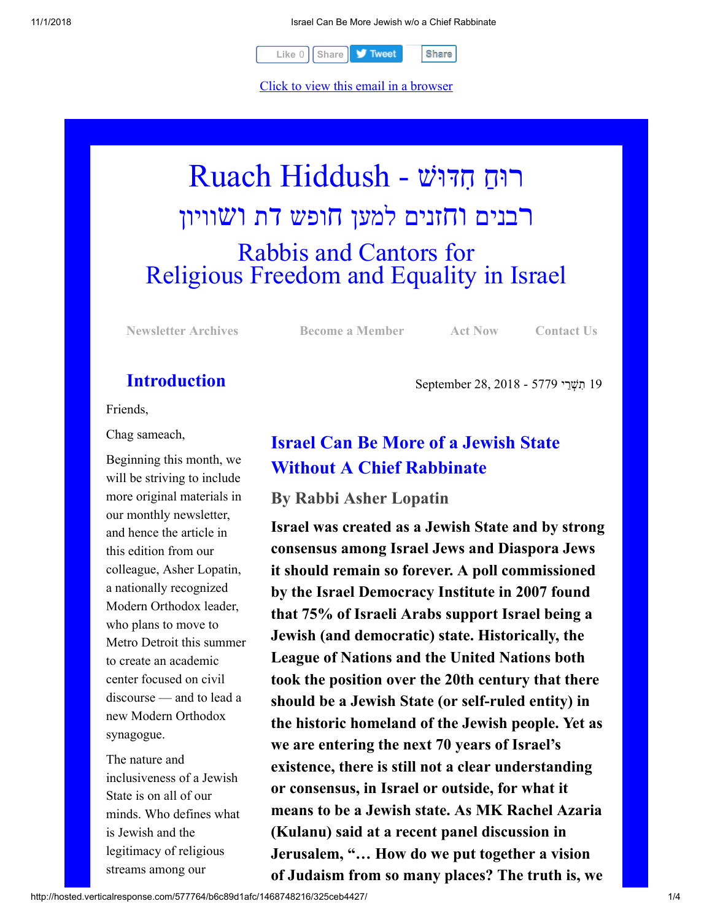Like 0 | Share | Tweet | Share

Click to view this email in a browser

# Ruach Hiddush - רוּחַ חִדּוּשׁ

## רבנים וחזנים למען חופש דת ושוויון

## Rabbis and Cantors for Religious Freedom and Equality in Israel

Newsletter Archives | Become a Member | Act Now | Contact Us

September 28, 2018 - 5779 תִּשְׁרֵי 19

## Introduction

Friends,

Chag sameach,

Beginning this month, we will be striving to include more original materials in our monthly newsletter, and hence the article in this edition from our colleague, Asher Lopatin, a nationally recognized Modern Orthodox leader, who plans to move to Metro Detroit this summer to create an academic center focused on civil discourse — and to lead a new Modern Orthodox synagogue.

The nature and inclusiveness of a Jewish State is on all of our minds. Who defines what is Jewish and the legitimacy of religious streams among our

## Israel Can Be More of a Jewish State Without A Chief Rabbinate

### By Rabbi Asher Lopatin

**Israel was created as a Jewish State and by strong consensus among Israel Jews and Diaspora Jews it should remain so forever. A poll commissioned by the Israel Democracy Institute in 2007 found that 75% of Israeli Arabs support Israel being a Jewish (and democratic) state. Historically, the League of Nations and the United Nations both took the position over the 20th century that there should be a Jewish State (or self-ruled entity) in the historic homeland of the Jewish people. Yet as we are entering the next 70 years of Israel's existence, there is still not a clear understanding or consensus, in Israel or outside, for what it means to be a Jewish state. As MK Rachel Azaria (Kulanu) said at a recent panel discussion in Jerusalem, "… How do we put together a vision of Judaism from so many places? The truth is, we**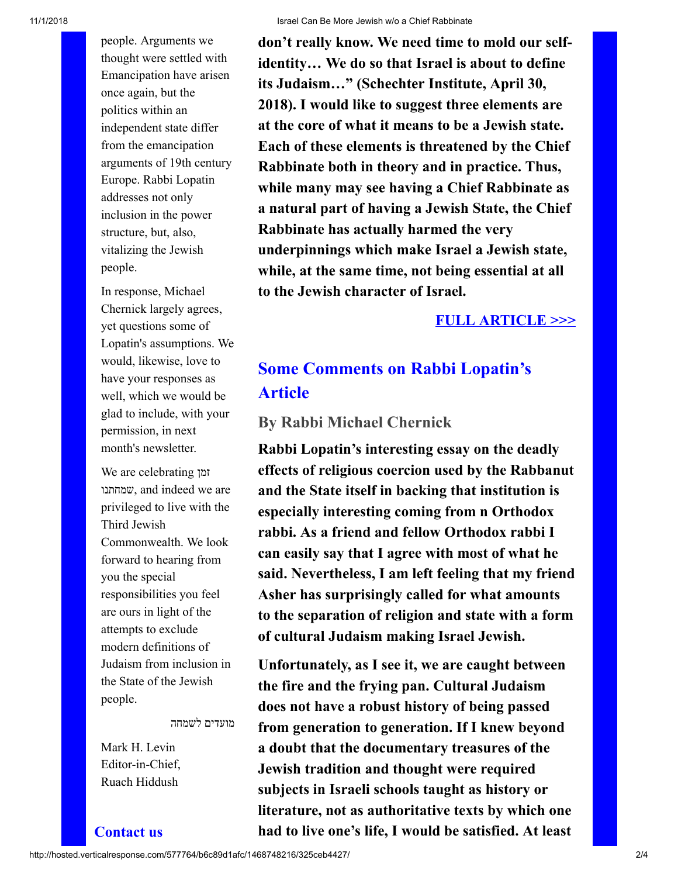people. Arguments we thought were settled with Emancipation have arisen once again, but the politics within an independent state differ from the emancipation arguments of 19th century Europe. Rabbi Lopatin addresses not only inclusion in the power structure, but, also, vitalizing the Jewish people.

In response, Michael Chernick largely agrees, yet questions some of Lopatin's assumptions. We would, likewise, love to have your responses as well, which we would be glad to include, with your permission, in next month's newsletter.

We are celebrating זמן שמחתנו, and indeed we are privileged to live with the Third Jewish Commonwealth. We look forward to hearing from you the special responsibilities you feel are ours in light of the attempts to exclude modern definitions of Judaism from inclusion in the State of the Jewish people.

מועדים לשמחה

Mark H. Levin
Editor-in-Chief,
Ruach Hiddush

**Contact us**

**don't really know. We need time to mold our self-identity… We do so that Israel is about to define its Judaism…" (Schechter Institute, April 30, 2018). I would like to suggest three elements are at the core of what it means to be a Jewish state. Each of these elements is threatened by the Chief Rabbinate both in theory and in practice. Thus, while many may see having a Chief Rabbinate as a natural part of having a Jewish State, the Chief Rabbinate has actually harmed the very underpinnings which make Israel a Jewish state, while, at the same time, not being essential at all to the Jewish character of Israel.**

**FULL ARTICLE >>>**

## Some Comments on Rabbi Lopatin's Article

### By Rabbi Michael Chernick

**Rabbi Lopatin's interesting essay on the deadly effects of religious coercion used by the Rabbanut and the State itself in backing that institution is especially interesting coming from n Orthodox rabbi. As a friend and fellow Orthodox rabbi I can easily say that I agree with most of what he said. Nevertheless, I am left feeling that my friend Asher has surprisingly called for what amounts to the separation of religion and state with a form of cultural Judaism making Israel Jewish.**

**Unfortunately, as I see it, we are caught between the fire and the frying pan. Cultural Judaism does not have a robust history of being passed from generation to generation. If I knew beyond a doubt that the documentary treasures of the Jewish tradition and thought were required subjects in Israeli schools taught as history or literature, not as authoritative texts by which one had to live one's life, I would be satisfied. At least**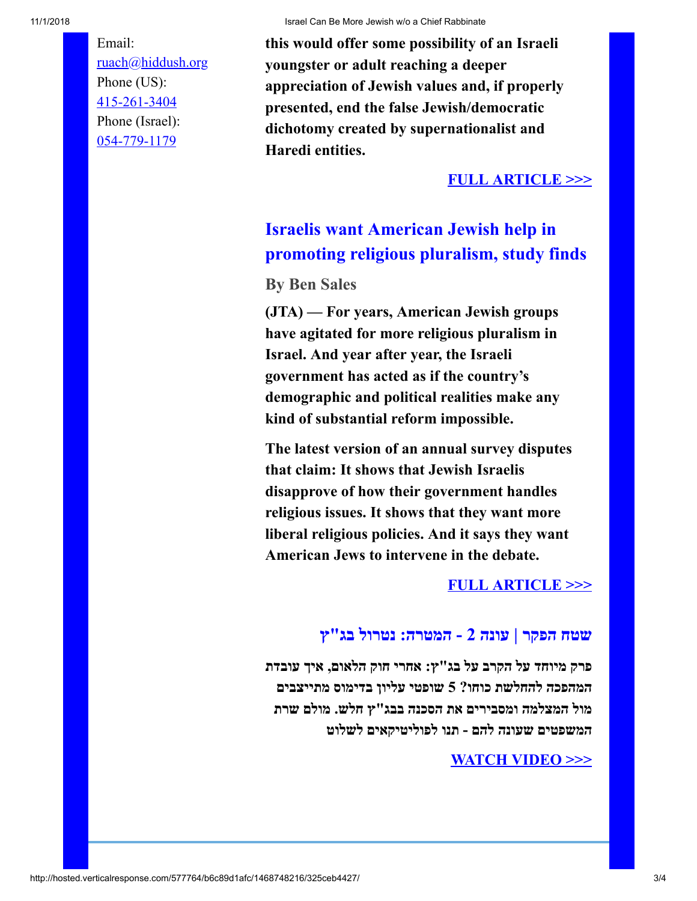Email:
[ruach@hiddush.org](mailto:ruach@hiddush.org)
Phone (US):
415-261-3404
Phone (Israel):
054-779-1179

**this would offer some possibility of an Israeli youngster or adult reaching a deeper appreciation of Jewish values and, if properly presented, end the false Jewish/democratic dichotomy created by supernationalist and Haredi entities.**

**FULL ARTICLE >>>**

## Israelis want American Jewish help in promoting religious pluralism, study finds

**By Ben Sales**

**(JTA) — For years, American Jewish groups have agitated for more religious pluralism in Israel. And year after year, the Israeli government has acted as if the country's demographic and political realities make any kind of substantial reform impossible.**

**The latest version of an annual survey disputes that claim: It shows that Jewish Israelis disapprove of how their government handles religious issues. It shows that they want more liberal religious policies. And it says they want American Jews to intervene in the debate.**

**FULL ARTICLE >>>**

## שטח הפקר | עונה 2 - המטרה: נטרול בג"ץ

**פרק מיוחד על הקרב על בג"ץ: אחרי חוק הלאום, איך עובדת המהפכה להחלשת כוחו? 5 שופטי עליון בדימוס מתייצבים מול המצלמה ומסבירים את הסכנה בבג"ץ חלש. מולם שרת המשפטים שעונה להם - תנו לפוליטיקאים לשלוט**

**WATCH VIDEO >>>**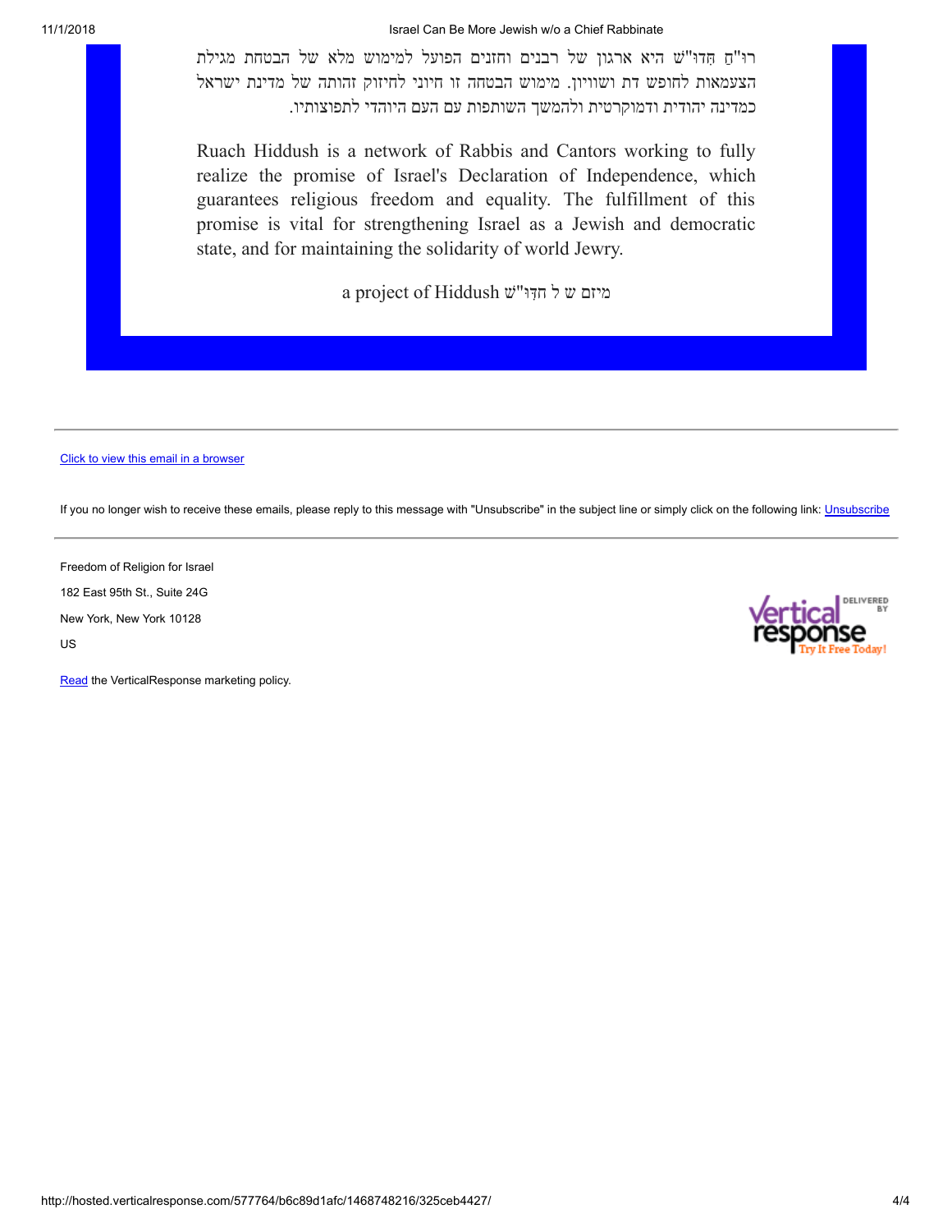רוּ"חַ חִדּוּ"ש היא ארגון של רבנים וחזנים הפועל למימוש מלא של הבטחת מגילת העצמאות לחופש דת ושוויון. מימוש הבטחה זו חיוני לחיזוק זהותה של מדינת ישראל כמדינה יהודית ודמוקרטית ולהמשך השותפות עם העם היהודי לתפוצותיו.

Ruach Hiddush is a network of Rabbis and Cantors working to fully realize the promise of Israel's Declaration of Independence, which guarantees religious freedom and equality. The fulfillment of this promise is vital for strengthening Israel as a Jewish and democratic state, and for maintaining the solidarity of world Jewry.

a project of Hiddush מיזם של חִדּוּ"ש

---

Click to view this email in a browser

If you no longer wish to receive these emails, please reply to this message with "Unsubscribe" in the subject line or simply click on the following link: Unsubscribe

---

Freedom of Religion for Israel

182 East 95th St., Suite 24G

New York, New York 10128

US

Read the VerticalResponse marketing policy.

Vertical response DELIVERED BY Try It Free Today!